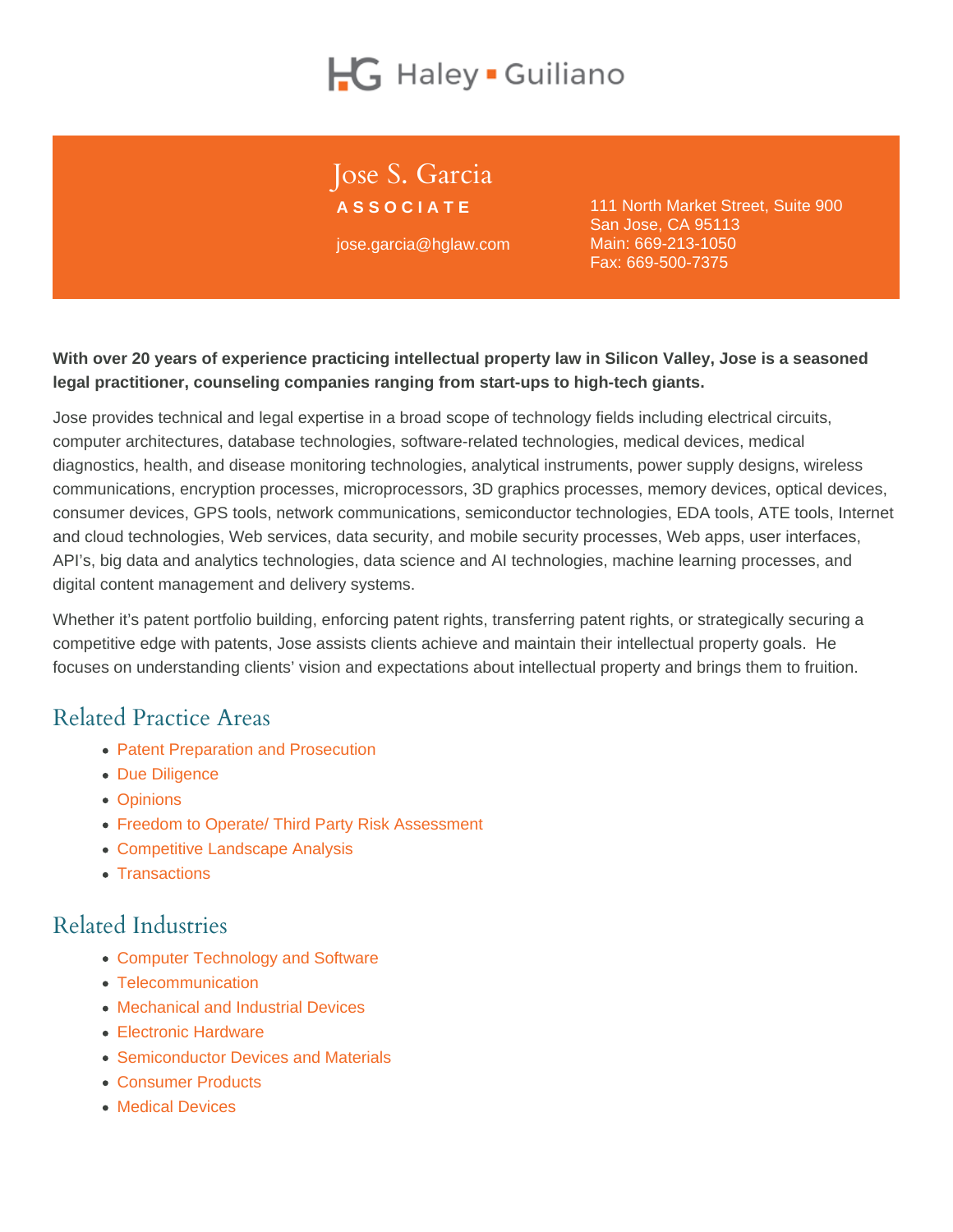Haley ▪ Guiliano

# Jose S. Garcia

**ASSOCIATE**

jose.garcia@hglaw.com

111 North Market Street, Suite 900
San Jose, CA 95113
Main: 669-213-1050
Fax: 669-500-7375

**With over 20 years of experience practicing intellectual property law in Silicon Valley, Jose is a seasoned legal practitioner, counseling companies ranging from start-ups to high-tech giants.**

Jose provides technical and legal expertise in a broad scope of technology fields including electrical circuits, computer architectures, database technologies, software-related technologies, medical devices, medical diagnostics, health, and disease monitoring technologies, analytical instruments, power supply designs, wireless communications, encryption processes, microprocessors, 3D graphics processes, memory devices, optical devices, consumer devices, GPS tools, network communications, semiconductor technologies, EDA tools, ATE tools, Internet and cloud technologies, Web services, data security, and mobile security processes, Web apps, user interfaces, API's, big data and analytics technologies, data science and AI technologies, machine learning processes, and digital content management and delivery systems.

Whether it's patent portfolio building, enforcing patent rights, transferring patent rights, or strategically securing a competitive edge with patents, Jose assists clients achieve and maintain their intellectual property goals. He focuses on understanding clients' vision and expectations about intellectual property and brings them to fruition.

## Related Practice Areas

- Patent Preparation and Prosecution
- Due Diligence
- Opinions
- Freedom to Operate/ Third Party Risk Assessment
- Competitive Landscape Analysis
- Transactions

## Related Industries

- Computer Technology and Software
- Telecommunication
- Mechanical and Industrial Devices
- Electronic Hardware
- Semiconductor Devices and Materials
- Consumer Products
- Medical Devices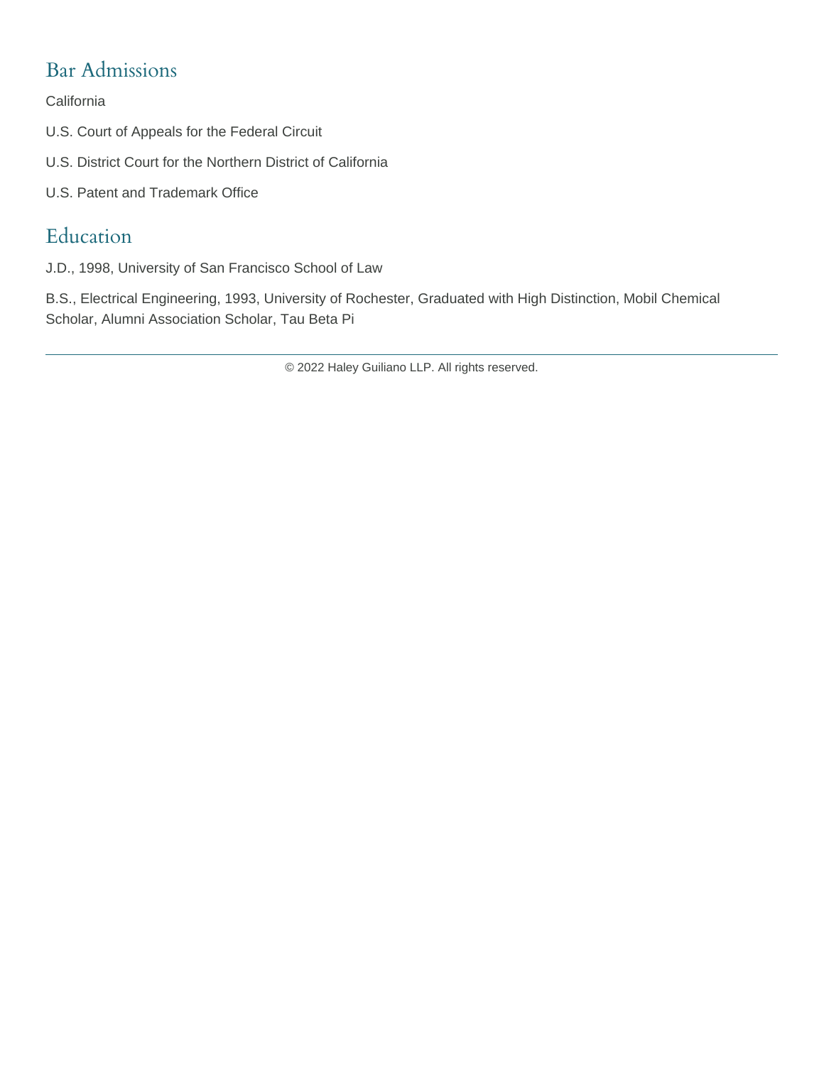## Bar Admissions

California

U.S. Court of Appeals for the Federal Circuit

U.S. District Court for the Northern District of California

U.S. Patent and Trademark Office

## Education

J.D., 1998, University of San Francisco School of Law

B.S., Electrical Engineering, 1993, University of Rochester, Graduated with High Distinction, Mobil Chemical Scholar, Alumni Association Scholar, Tau Beta Pi

---

© 2022 Haley Guiliano LLP. All rights reserved.